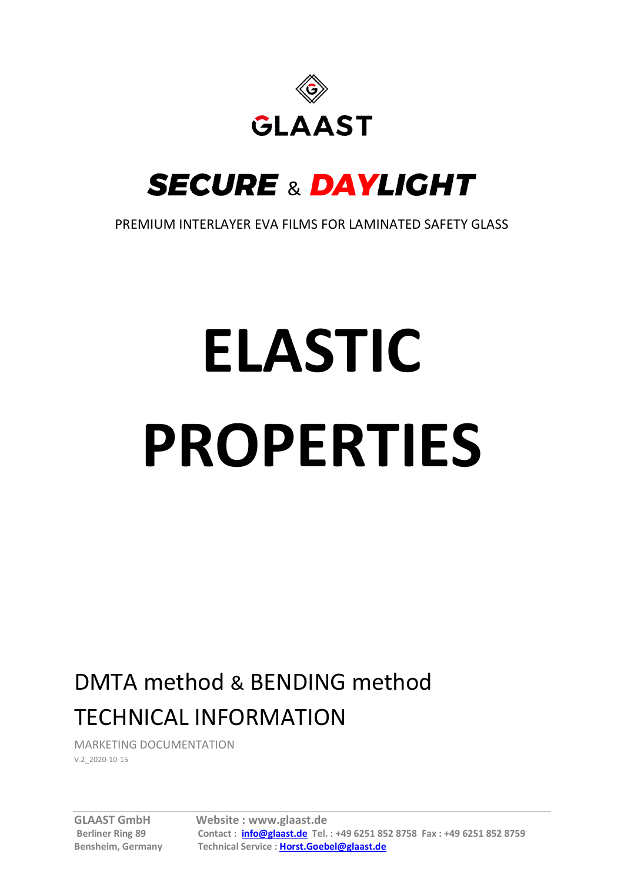GLAASTB

# SECURE & DAYLIGHT

PREMIUM INTERLAYER EVA FILMS FOR LAMINATED SAFETY GLASS

# ELASTIC PROPERTIES

## DMTA method & BENDING method

## TECHNICAL INFORMATION

MARKETING DOCUMENTATION

V.2_2020-10-15

**GLAAST GmbH**
**Berliner Ring 89**
**Bensheim, Germany**

**Website : www.glaast.de**
**Contact : info@glaast.de Tel. : +49 6251 852 8758 Fax : +49 6251 852 8759**
**Technical Service : Horst.Goebel@glaast.de**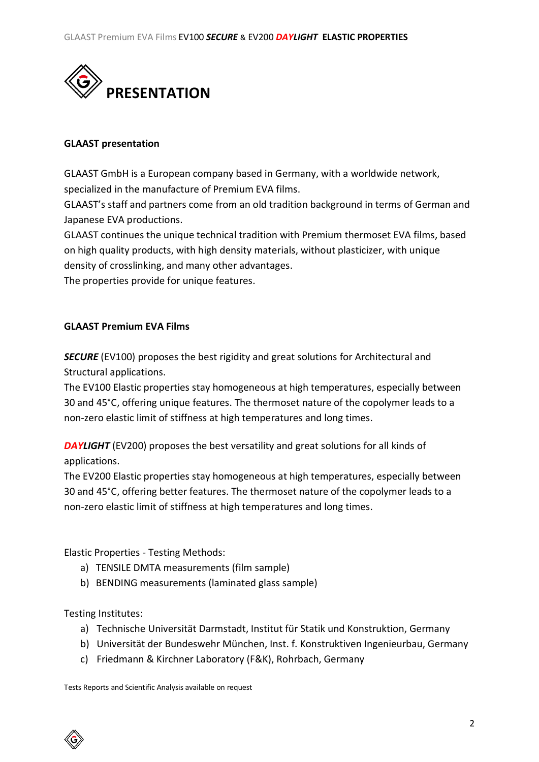# PRESENTATION

**GLAAST presentation**

GLAAST GmbH is a European company based in Germany, with a worldwide network, specialized in the manufacture of Premium EVA films.
GLAAST's staff and partners come from an old tradition background in terms of German and Japanese EVA productions.
GLAAST continues the unique technical tradition with Premium thermoset EVA films, based on high quality products, with high density materials, without plasticizer, with unique density of crosslinking, and many other advantages.
The properties provide for unique features.

**GLAAST Premium EVA Films**

***SECURE*** (EV100) proposes the best rigidity and great solutions for Architectural and Structural applications.
The EV100 Elastic properties stay homogeneous at high temperatures, especially between 30 and 45°C, offering unique features. The thermoset nature of the copolymer leads to a non-zero elastic limit of stiffness at high temperatures and long times.

***DAYLIGHT*** (EV200) proposes the best versatility and great solutions for all kinds of applications.
The EV200 Elastic properties stay homogeneous at high temperatures, especially between 30 and 45°C, offering better features. The thermoset nature of the copolymer leads to a non-zero elastic limit of stiffness at high temperatures and long times.

Elastic Properties - Testing Methods:

a) TENSILE DMTA measurements (film sample)
b) BENDING measurements (laminated glass sample)

Testing Institutes:

a) Technische Universität Darmstadt, Institut für Statik und Konstruktion, Germany
b) Universität der Bundeswehr München, Inst. f. Konstruktiven Ingenieurbau, Germany
c) Friedmann & Kirchner Laboratory (F&K), Rohrbach, Germany

Tests Reports and Scientific Analysis available on request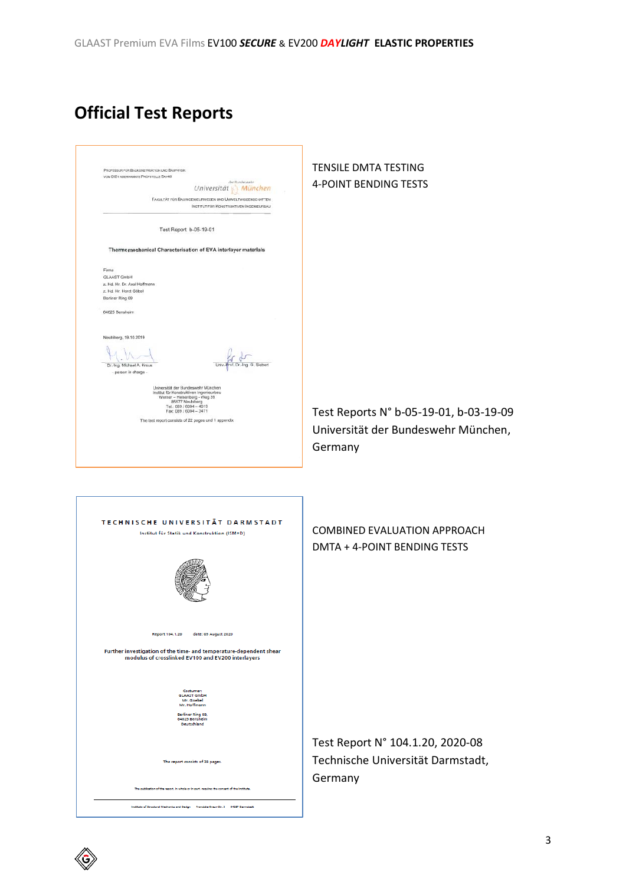## Official Test Reports

PROFESSUR FÜR BAUKONSTRUKTION UND BAUPHYSIK
VON DIBT ANERKANNTE PRÜFSTELLE BAY40

der Bundeswehr
Universität München

FAKULTÄT FÜR BAUINGENIEURWESEN UND UMWELTWISSENSCHAFTEN
INSTITUT FÜR KONSTRUKTIVEN INGENIEURBAU

Test Report b-05-19-01

Thermomechanical Characterisation of EVA interlayer materials

Firma
GLAAST GmbH
z. Hd. Hr. Dr. Axel Hoffmann
z. Hd. Hr. Horst Göbel
Berliner Ring 69

64625 Bensheim

Neubiberg, 19.10.2019

Dr.-Ing. Michael A. Kraus
- person in charge -

Univ.-Prof. Dr.-Ing. G. Siebert

Universität der Bundeswehr München
Institut für Konstruktiven Ingenieurbau
Werner – Heisenberg – Weg 39
85577 Neubiberg
Tel.: 089 / 6004 – 4015
Fax: 089 / 6004 – 3471

The test report consists of 22 pages und 1 appendix

TENSILE DMTA TESTING
4-POINT BENDING TESTS

Test Reports N° b-05-19-01, b-03-19-09
Universität der Bundeswehr München, Germany

TECHNISCHE UNIVERSITÄT DARMSTADT
Institut für Statik und Konstruktion (ISM+D)

Report 104.1.20 date: 03 August 2020

Further investigation of the time- and temperature-dependent shear modulus of crosslinked EV100 and EV200 interlayers

Costumer:
GLAAST GmbH
Mr. Goebel
Mr. Hoffmann

Berliner Ring 69,
64625 Bensheim
Deutschland

The report consists of 38 pages.

The publication of the report, in whole or in part, requires the consent of the institute.

Institute of Structural Mechanics and Design · Franziska-Braun-Str. 3 · 64287 Darmstadt

COMBINED EVALUATION APPROACH
DMTA + 4-POINT BENDING TESTS

Test Report N° 104.1.20, 2020-08
Technische Universität Darmstadt, Germany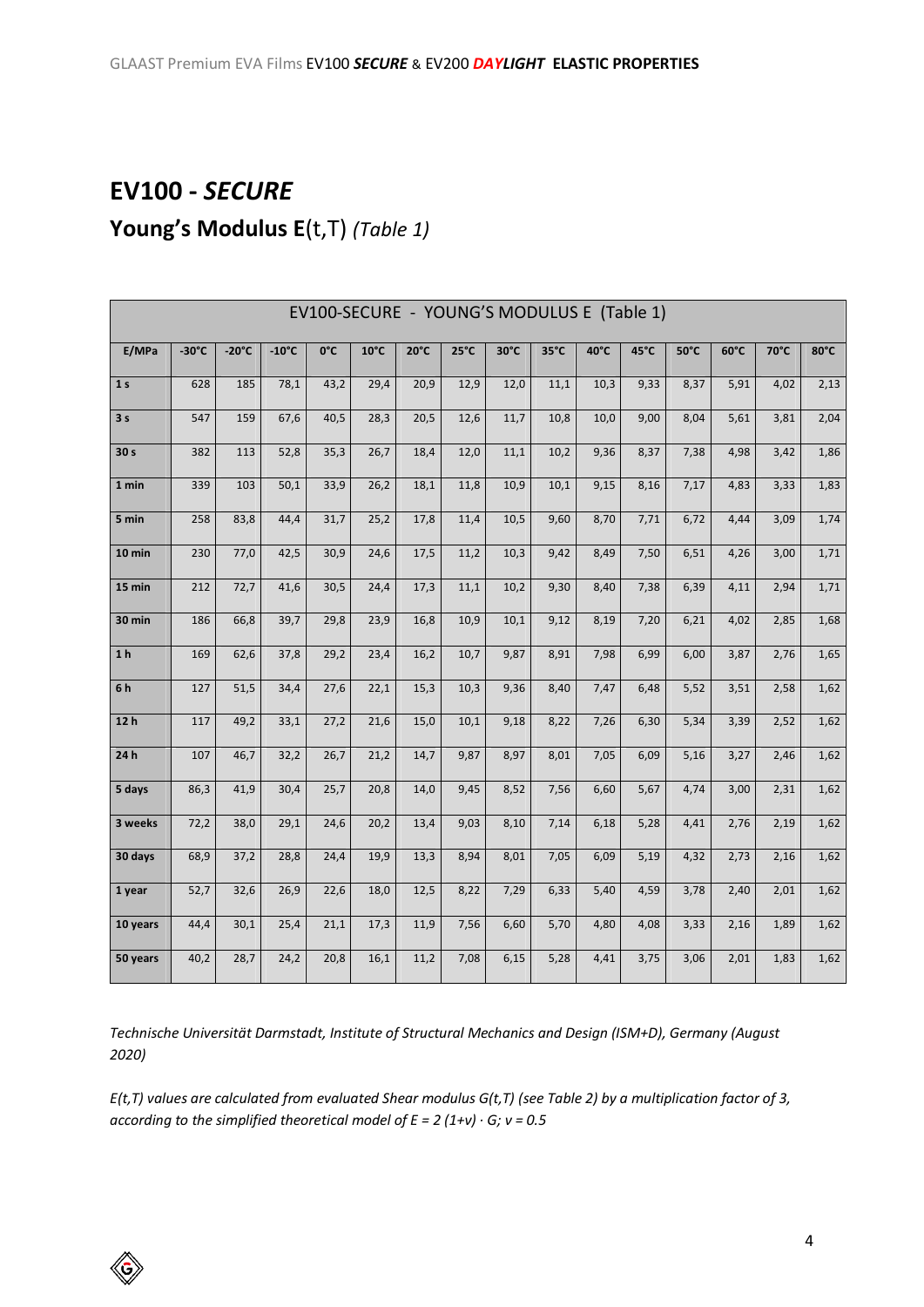# EV100 - *SECURE*

## Young's Modulus **E**(t,T) *(Table 1)*

| EV100-SECURE - YOUNG'S MODULUS E (Table 1) | | | | | | | | | | | | | | | |
|---|---|---|---|---|---|---|---|---|---|---|---|---|---|---|---|
| **E/MPa** | **-30°C** | **-20°C** | **-10°C** | **0°C** | **10°C** | **20°C** | **25°C** | **30°C** | **35°C** | **40°C** | **45°C** | **50°C** | **60°C** | **70°C** | **80°C** |
| **1 s** | 628 | 185 | 78,1 | 43,2 | 29,4 | 20,9 | 12,9 | 12,0 | 11,1 | 10,3 | 9,33 | 8,37 | 5,91 | 4,02 | 2,13 |
| **3 s** | 547 | 159 | 67,6 | 40,5 | 28,3 | 20,5 | 12,6 | 11,7 | 10,8 | 10,0 | 9,00 | 8,04 | 5,61 | 3,81 | 2,04 |
| **30 s** | 382 | 113 | 52,8 | 35,3 | 26,7 | 18,4 | 12,0 | 11,1 | 10,2 | 9,36 | 8,37 | 7,38 | 4,98 | 3,42 | 1,86 |
| **1 min** | 339 | 103 | 50,1 | 33,9 | 26,2 | 18,1 | 11,8 | 10,9 | 10,1 | 9,15 | 8,16 | 7,17 | 4,83 | 3,33 | 1,83 |
| **5 min** | 258 | 83,8 | 44,4 | 31,7 | 25,2 | 17,8 | 11,4 | 10,5 | 9,60 | 8,70 | 7,71 | 6,72 | 4,44 | 3,09 | 1,74 |
| **10 min** | 230 | 77,0 | 42,5 | 30,9 | 24,6 | 17,5 | 11,2 | 10,3 | 9,42 | 8,49 | 7,50 | 6,51 | 4,26 | 3,00 | 1,71 |
| **15 min** | 212 | 72,7 | 41,6 | 30,5 | 24,4 | 17,3 | 11,1 | 10,2 | 9,30 | 8,40 | 7,38 | 6,39 | 4,11 | 2,94 | 1,71 |
| **30 min** | 186 | 66,8 | 39,7 | 29,8 | 23,9 | 16,8 | 10,9 | 10,1 | 9,12 | 8,19 | 7,20 | 6,21 | 4,02 | 2,85 | 1,68 |
| **1 h** | 169 | 62,6 | 37,8 | 29,2 | 23,4 | 16,2 | 10,7 | 9,87 | 8,91 | 7,98 | 6,99 | 6,00 | 3,87 | 2,76 | 1,65 |
| **6 h** | 127 | 51,5 | 34,4 | 27,6 | 22,1 | 15,3 | 10,3 | 9,36 | 8,40 | 7,47 | 6,48 | 5,52 | 3,51 | 2,58 | 1,62 |
| **12 h** | 117 | 49,2 | 33,1 | 27,2 | 21,6 | 15,0 | 10,1 | 9,18 | 8,22 | 7,26 | 6,30 | 5,34 | 3,39 | 2,52 | 1,62 |
| **24 h** | 107 | 46,7 | 32,2 | 26,7 | 21,2 | 14,7 | 9,87 | 8,97 | 8,01 | 7,05 | 6,09 | 5,16 | 3,27 | 2,46 | 1,62 |
| **5 days** | 86,3 | 41,9 | 30,4 | 25,7 | 20,8 | 14,0 | 9,45 | 8,52 | 7,56 | 6,60 | 5,67 | 4,74 | 3,00 | 2,31 | 1,62 |
| **3 weeks** | 72,2 | 38,0 | 29,1 | 24,6 | 20,2 | 13,4 | 9,03 | 8,10 | 7,14 | 6,18 | 5,28 | 4,41 | 2,76 | 2,19 | 1,62 |
| **30 days** | 68,9 | 37,2 | 28,8 | 24,4 | 19,9 | 13,3 | 8,94 | 8,01 | 7,05 | 6,09 | 5,19 | 4,32 | 2,73 | 2,16 | 1,62 |
| **1 year** | 52,7 | 32,6 | 26,9 | 22,6 | 18,0 | 12,5 | 8,22 | 7,29 | 6,33 | 5,40 | 4,59 | 3,78 | 2,40 | 2,01 | 1,62 |
| **10 years** | 44,4 | 30,1 | 25,4 | 21,1 | 17,3 | 11,9 | 7,56 | 6,60 | 5,70 | 4,80 | 4,08 | 3,33 | 2,16 | 1,89 | 1,62 |
| **50 years** | 40,2 | 28,7 | 24,2 | 20,8 | 16,1 | 11,2 | 7,08 | 6,15 | 5,28 | 4,41 | 3,75 | 3,06 | 2,01 | 1,83 | 1,62 |

*Technische Universität Darmstadt, Institute of Structural Mechanics and Design (ISM+D), Germany (August 2020)*

*E(t,T) values are calculated from evaluated Shear modulus G(t,T) (see Table 2) by a multiplication factor of 3, according to the simplified theoretical model of* $E = 2(1+\nu) \cdot G$; $\nu = 0.5$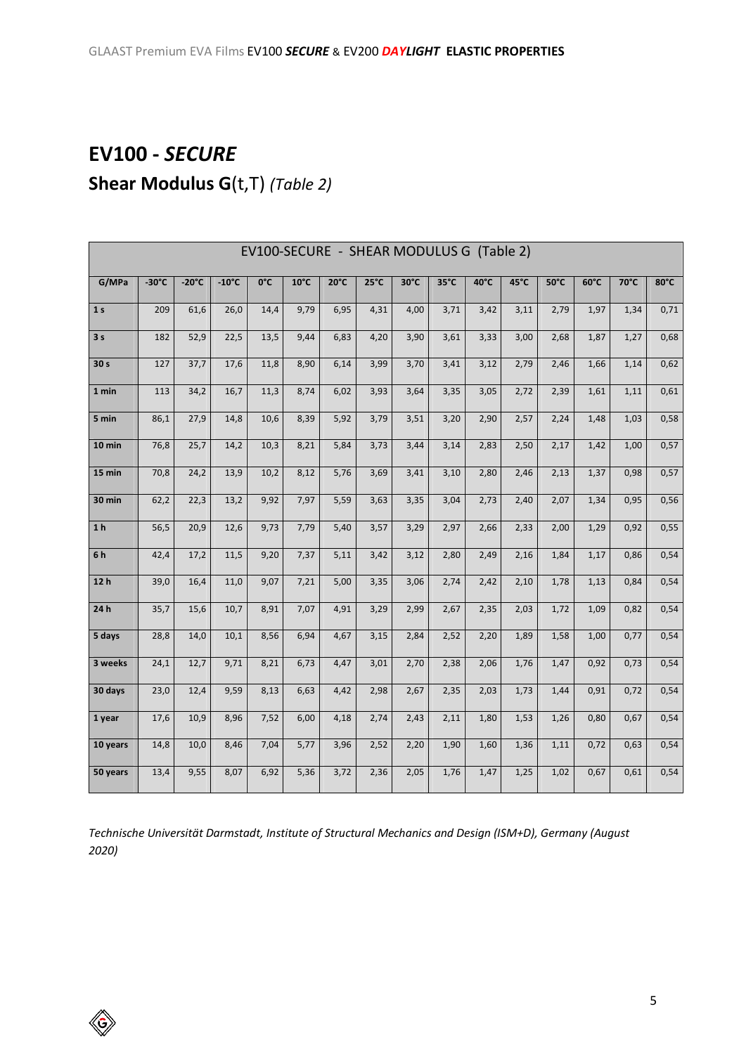# EV100 - *SECURE*

## Shear Modulus G(t,T) *(Table 2)*

| EV100-SECURE - SHEAR MODULUS G (Table 2) | | | | | | | | | | | | | | | |
|---|---|---|---|---|---|---|---|---|---|---|---|---|---|---|---|
| **G/MPa** | **-30°C** | **-20°C** | **-10°C** | **0°C** | **10°C** | **20°C** | **25°C** | **30°C** | **35°C** | **40°C** | **45°C** | **50°C** | **60°C** | **70°C** | **80°C** |
| **1 s** | 209 | 61,6 | 26,0 | 14,4 | 9,79 | 6,95 | 4,31 | 4,00 | 3,71 | 3,42 | 3,11 | 2,79 | 1,97 | 1,34 | 0,71 |
| **3 s** | 182 | 52,9 | 22,5 | 13,5 | 9,44 | 6,83 | 4,20 | 3,90 | 3,61 | 3,33 | 3,00 | 2,68 | 1,87 | 1,27 | 0,68 |
| **30 s** | 127 | 37,7 | 17,6 | 11,8 | 8,90 | 6,14 | 3,99 | 3,70 | 3,41 | 3,12 | 2,79 | 2,46 | 1,66 | 1,14 | 0,62 |
| **1 min** | 113 | 34,2 | 16,7 | 11,3 | 8,74 | 6,02 | 3,93 | 3,64 | 3,35 | 3,05 | 2,72 | 2,39 | 1,61 | 1,11 | 0,61 |
| **5 min** | 86,1 | 27,9 | 14,8 | 10,6 | 8,39 | 5,92 | 3,79 | 3,51 | 3,20 | 2,90 | 2,57 | 2,24 | 1,48 | 1,03 | 0,58 |
| **10 min** | 76,8 | 25,7 | 14,2 | 10,3 | 8,21 | 5,84 | 3,73 | 3,44 | 3,14 | 2,83 | 2,50 | 2,17 | 1,42 | 1,00 | 0,57 |
| **15 min** | 70,8 | 24,2 | 13,9 | 10,2 | 8,12 | 5,76 | 3,69 | 3,41 | 3,10 | 2,80 | 2,46 | 2,13 | 1,37 | 0,98 | 0,57 |
| **30 min** | 62,2 | 22,3 | 13,2 | 9,92 | 7,97 | 5,59 | 3,63 | 3,35 | 3,04 | 2,73 | 2,40 | 2,07 | 1,34 | 0,95 | 0,56 |
| **1 h** | 56,5 | 20,9 | 12,6 | 9,73 | 7,79 | 5,40 | 3,57 | 3,29 | 2,97 | 2,66 | 2,33 | 2,00 | 1,29 | 0,92 | 0,55 |
| **6 h** | 42,4 | 17,2 | 11,5 | 9,20 | 7,37 | 5,11 | 3,42 | 3,12 | 2,80 | 2,49 | 2,16 | 1,84 | 1,17 | 0,86 | 0,54 |
| **12 h** | 39,0 | 16,4 | 11,0 | 9,07 | 7,21 | 5,00 | 3,35 | 3,06 | 2,74 | 2,42 | 2,10 | 1,78 | 1,13 | 0,84 | 0,54 |
| **24 h** | 35,7 | 15,6 | 10,7 | 8,91 | 7,07 | 4,91 | 3,29 | 2,99 | 2,67 | 2,35 | 2,03 | 1,72 | 1,09 | 0,82 | 0,54 |
| **5 days** | 28,8 | 14,0 | 10,1 | 8,56 | 6,94 | 4,67 | 3,15 | 2,84 | 2,52 | 2,20 | 1,89 | 1,58 | 1,00 | 0,77 | 0,54 |
| **3 weeks** | 24,1 | 12,7 | 9,71 | 8,21 | 6,73 | 4,47 | 3,01 | 2,70 | 2,38 | 2,06 | 1,76 | 1,47 | 0,92 | 0,73 | 0,54 |
| **30 days** | 23,0 | 12,4 | 9,59 | 8,13 | 6,63 | 4,42 | 2,98 | 2,67 | 2,35 | 2,03 | 1,73 | 1,44 | 0,91 | 0,72 | 0,54 |
| **1 year** | 17,6 | 10,9 | 8,96 | 7,52 | 6,00 | 4,18 | 2,74 | 2,43 | 2,11 | 1,80 | 1,53 | 1,26 | 0,80 | 0,67 | 0,54 |
| **10 years** | 14,8 | 10,0 | 8,46 | 7,04 | 5,77 | 3,96 | 2,52 | 2,20 | 1,90 | 1,60 | 1,36 | 1,11 | 0,72 | 0,63 | 0,54 |
| **50 years** | 13,4 | 9,55 | 8,07 | 6,92 | 5,36 | 3,72 | 2,36 | 2,05 | 1,76 | 1,47 | 1,25 | 1,02 | 0,67 | 0,61 | 0,54 |

*Technische Universität Darmstadt, Institute of Structural Mechanics and Design (ISM+D), Germany (August 2020)*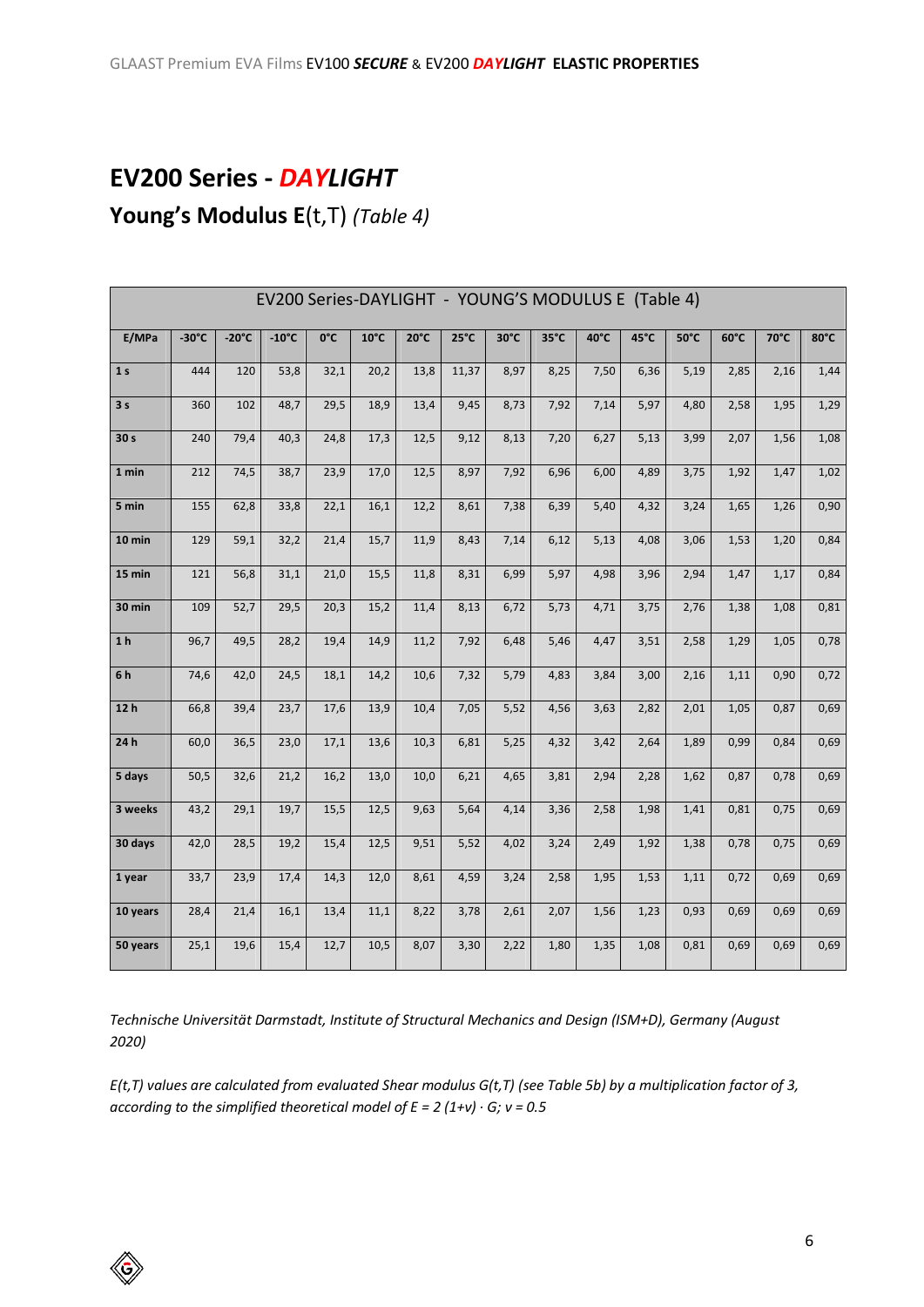# EV200 Series - *DAYLIGHT*

## Young's Modulus E(t,T) *(Table 4)*

| EV200 Series-DAYLIGHT - YOUNG'S MODULUS E (Table 4) | | | | | | | | | | | | | | | |
|---|---|---|---|---|---|---|---|---|---|---|---|---|---|---|---|
| **E/MPa** | **-30°C** | **-20°C** | **-10°C** | **0°C** | **10°C** | **20°C** | **25°C** | **30°C** | **35°C** | **40°C** | **45°C** | **50°C** | **60°C** | **70°C** | **80°C** |
| **1 s** | 444 | 120 | 53,8 | 32,1 | 20,2 | 13,8 | 11,37 | 8,97 | 8,25 | 7,50 | 6,36 | 5,19 | 2,85 | 2,16 | 1,44 |
| **3 s** | 360 | 102 | 48,7 | 29,5 | 18,9 | 13,4 | 9,45 | 8,73 | 7,92 | 7,14 | 5,97 | 4,80 | 2,58 | 1,95 | 1,29 |
| **30 s** | 240 | 79,4 | 40,3 | 24,8 | 17,3 | 12,5 | 9,12 | 8,13 | 7,20 | 6,27 | 5,13 | 3,99 | 2,07 | 1,56 | 1,08 |
| **1 min** | 212 | 74,5 | 38,7 | 23,9 | 17,0 | 12,5 | 8,97 | 7,92 | 6,96 | 6,00 | 4,89 | 3,75 | 1,92 | 1,47 | 1,02 |
| **5 min** | 155 | 62,8 | 33,8 | 22,1 | 16,1 | 12,2 | 8,61 | 7,38 | 6,39 | 5,40 | 4,32 | 3,24 | 1,65 | 1,26 | 0,90 |
| **10 min** | 129 | 59,1 | 32,2 | 21,4 | 15,7 | 11,9 | 8,43 | 7,14 | 6,12 | 5,13 | 4,08 | 3,06 | 1,53 | 1,20 | 0,84 |
| **15 min** | 121 | 56,8 | 31,1 | 21,0 | 15,5 | 11,8 | 8,31 | 6,99 | 5,97 | 4,98 | 3,96 | 2,94 | 1,47 | 1,17 | 0,84 |
| **30 min** | 109 | 52,7 | 29,5 | 20,3 | 15,2 | 11,4 | 8,13 | 6,72 | 5,73 | 4,71 | 3,75 | 2,76 | 1,38 | 1,08 | 0,81 |
| **1 h** | 96,7 | 49,5 | 28,2 | 19,4 | 14,9 | 11,2 | 7,92 | 6,48 | 5,46 | 4,47 | 3,51 | 2,58 | 1,29 | 1,05 | 0,78 |
| **6 h** | 74,6 | 42,0 | 24,5 | 18,1 | 14,2 | 10,6 | 7,32 | 5,79 | 4,83 | 3,84 | 3,00 | 2,16 | 1,11 | 0,90 | 0,72 |
| **12 h** | 66,8 | 39,4 | 23,7 | 17,6 | 13,9 | 10,4 | 7,05 | 5,52 | 4,56 | 3,63 | 2,82 | 2,01 | 1,05 | 0,87 | 0,69 |
| **24 h** | 60,0 | 36,5 | 23,0 | 17,1 | 13,6 | 10,3 | 6,81 | 5,25 | 4,32 | 3,42 | 2,64 | 1,89 | 0,99 | 0,84 | 0,69 |
| **5 days** | 50,5 | 32,6 | 21,2 | 16,2 | 13,0 | 10,0 | 6,21 | 4,65 | 3,81 | 2,94 | 2,28 | 1,62 | 0,87 | 0,78 | 0,69 |
| **3 weeks** | 43,2 | 29,1 | 19,7 | 15,5 | 12,5 | 9,63 | 5,64 | 4,14 | 3,36 | 2,58 | 1,98 | 1,41 | 0,81 | 0,75 | 0,69 |
| **30 days** | 42,0 | 28,5 | 19,2 | 15,4 | 12,5 | 9,51 | 5,52 | 4,02 | 3,24 | 2,49 | 1,92 | 1,38 | 0,78 | 0,75 | 0,69 |
| **1 year** | 33,7 | 23,9 | 17,4 | 14,3 | 12,0 | 8,61 | 4,59 | 3,24 | 2,58 | 1,95 | 1,53 | 1,11 | 0,72 | 0,69 | 0,69 |
| **10 years** | 28,4 | 21,4 | 16,1 | 13,4 | 11,1 | 8,22 | 3,78 | 2,61 | 2,07 | 1,56 | 1,23 | 0,93 | 0,69 | 0,69 | 0,69 |
| **50 years** | 25,1 | 19,6 | 15,4 | 12,7 | 10,5 | 8,07 | 3,30 | 2,22 | 1,80 | 1,35 | 1,08 | 0,81 | 0,69 | 0,69 | 0,69 |

*Technische Universität Darmstadt, Institute of Structural Mechanics and Design (ISM+D), Germany (August 2020)*

*E(t,T) values are calculated from evaluated Shear modulus G(t,T) (see Table 5b) by a multiplication factor of 3, according to the simplified theoretical model of* $E = 2\,(1+\nu) \cdot G$; $\nu = 0.5$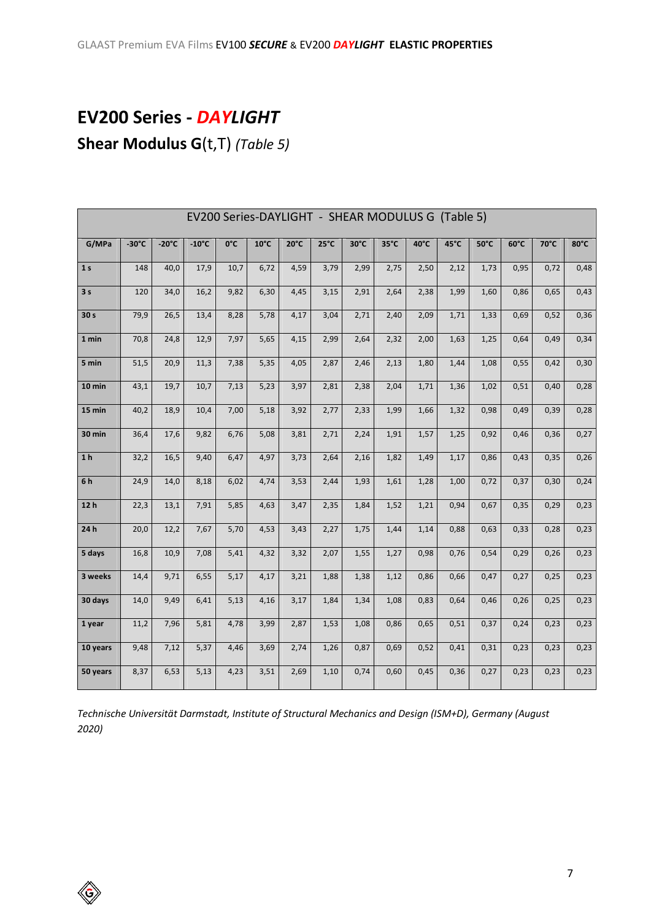# EV200 Series - *DAYLIGHT*

## Shear Modulus G(t,T) *(Table 5)*

| EV200 Series-DAYLIGHT - SHEAR MODULUS G (Table 5) | | | | | | | | | | | | | | | |
|---|---|---|---|---|---|---|---|---|---|---|---|---|---|---|---|
| **G/MPa** | **-30°C** | **-20°C** | **-10°C** | **0°C** | **10°C** | **20°C** | **25°C** | **30°C** | **35°C** | **40°C** | **45°C** | **50°C** | **60°C** | **70°C** | **80°C** |
| **1 s** | 148 | 40,0 | 17,9 | 10,7 | 6,72 | 4,59 | 3,79 | 2,99 | 2,75 | 2,50 | 2,12 | 1,73 | 0,95 | 0,72 | 0,48 |
| **3 s** | 120 | 34,0 | 16,2 | 9,82 | 6,30 | 4,45 | 3,15 | 2,91 | 2,64 | 2,38 | 1,99 | 1,60 | 0,86 | 0,65 | 0,43 |
| **30 s** | 79,9 | 26,5 | 13,4 | 8,28 | 5,78 | 4,17 | 3,04 | 2,71 | 2,40 | 2,09 | 1,71 | 1,33 | 0,69 | 0,52 | 0,36 |
| **1 min** | 70,8 | 24,8 | 12,9 | 7,97 | 5,65 | 4,15 | 2,99 | 2,64 | 2,32 | 2,00 | 1,63 | 1,25 | 0,64 | 0,49 | 0,34 |
| **5 min** | 51,5 | 20,9 | 11,3 | 7,38 | 5,35 | 4,05 | 2,87 | 2,46 | 2,13 | 1,80 | 1,44 | 1,08 | 0,55 | 0,42 | 0,30 |
| **10 min** | 43,1 | 19,7 | 10,7 | 7,13 | 5,23 | 3,97 | 2,81 | 2,38 | 2,04 | 1,71 | 1,36 | 1,02 | 0,51 | 0,40 | 0,28 |
| **15 min** | 40,2 | 18,9 | 10,4 | 7,00 | 5,18 | 3,92 | 2,77 | 2,33 | 1,99 | 1,66 | 1,32 | 0,98 | 0,49 | 0,39 | 0,28 |
| **30 min** | 36,4 | 17,6 | 9,82 | 6,76 | 5,08 | 3,81 | 2,71 | 2,24 | 1,91 | 1,57 | 1,25 | 0,92 | 0,46 | 0,36 | 0,27 |
| **1 h** | 32,2 | 16,5 | 9,40 | 6,47 | 4,97 | 3,73 | 2,64 | 2,16 | 1,82 | 1,49 | 1,17 | 0,86 | 0,43 | 0,35 | 0,26 |
| **6 h** | 24,9 | 14,0 | 8,18 | 6,02 | 4,74 | 3,53 | 2,44 | 1,93 | 1,61 | 1,28 | 1,00 | 0,72 | 0,37 | 0,30 | 0,24 |
| **12 h** | 22,3 | 13,1 | 7,91 | 5,85 | 4,63 | 3,47 | 2,35 | 1,84 | 1,52 | 1,21 | 0,94 | 0,67 | 0,35 | 0,29 | 0,23 |
| **24 h** | 20,0 | 12,2 | 7,67 | 5,70 | 4,53 | 3,43 | 2,27 | 1,75 | 1,44 | 1,14 | 0,88 | 0,63 | 0,33 | 0,28 | 0,23 |
| **5 days** | 16,8 | 10,9 | 7,08 | 5,41 | 4,32 | 3,32 | 2,07 | 1,55 | 1,27 | 0,98 | 0,76 | 0,54 | 0,29 | 0,26 | 0,23 |
| **3 weeks** | 14,4 | 9,71 | 6,55 | 5,17 | 4,17 | 3,21 | 1,88 | 1,38 | 1,12 | 0,86 | 0,66 | 0,47 | 0,27 | 0,25 | 0,23 |
| **30 days** | 14,0 | 9,49 | 6,41 | 5,13 | 4,16 | 3,17 | 1,84 | 1,34 | 1,08 | 0,83 | 0,64 | 0,46 | 0,26 | 0,25 | 0,23 |
| **1 year** | 11,2 | 7,96 | 5,81 | 4,78 | 3,99 | 2,87 | 1,53 | 1,08 | 0,86 | 0,65 | 0,51 | 0,37 | 0,24 | 0,23 | 0,23 |
| **10 years** | 9,48 | 7,12 | 5,37 | 4,46 | 3,69 | 2,74 | 1,26 | 0,87 | 0,69 | 0,52 | 0,41 | 0,31 | 0,23 | 0,23 | 0,23 |
| **50 years** | 8,37 | 6,53 | 5,13 | 4,23 | 3,51 | 2,69 | 1,10 | 0,74 | 0,60 | 0,45 | 0,36 | 0,27 | 0,23 | 0,23 | 0,23 |

*Technische Universität Darmstadt, Institute of Structural Mechanics and Design (ISM+D), Germany (August 2020)*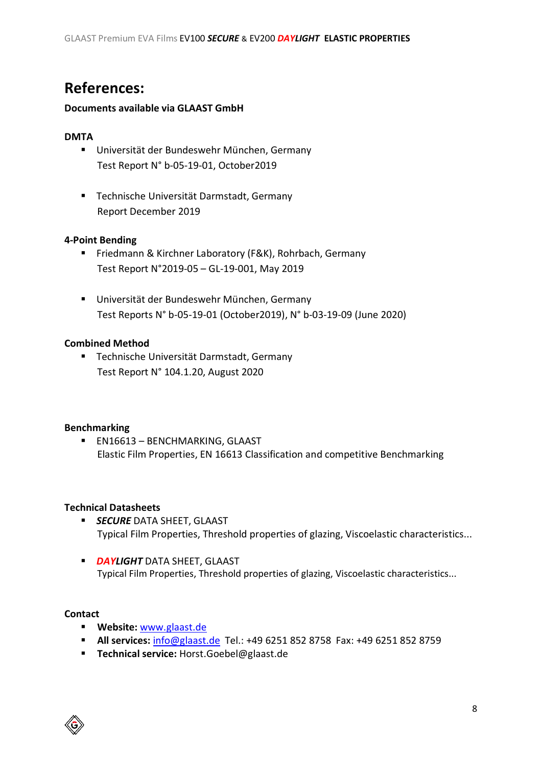# References:

**Documents available via GLAAST GmbH**

**DMTA**

- Universität der Bundeswehr München, Germany
  Test Report N° b-05-19-01, October2019

- Technische Universität Darmstadt, Germany
  Report December 2019

**4-Point Bending**

- Friedmann & Kirchner Laboratory (F&K), Rohrbach, Germany
  Test Report N°2019-05 – GL-19-001, May 2019

- Universität der Bundeswehr München, Germany
  Test Reports N° b-05-19-01 (October2019), N° b-03-19-09 (June 2020)

**Combined Method**

- Technische Universität Darmstadt, Germany
  Test Report N° 104.1.20, August 2020

**Benchmarking**

- EN16613 – BENCHMARKING, GLAAST
  Elastic Film Properties, EN 16613 Classification and competitive Benchmarking

**Technical Datasheets**

- ***SECURE*** DATA SHEET, GLAAST
  Typical Film Properties, Threshold properties of glazing, Viscoelastic characteristics...

- ***DAYLIGHT*** DATA SHEET, GLAAST
  Typical Film Properties, Threshold properties of glazing, Viscoelastic characteristics...

**Contact**

- **Website:** www.glaast.de
- **All services:** info@glaast.de Tel.: +49 6251 852 8758 Fax: +49 6251 852 8759
- **Technical service:** Horst.Goebel@glaast.de